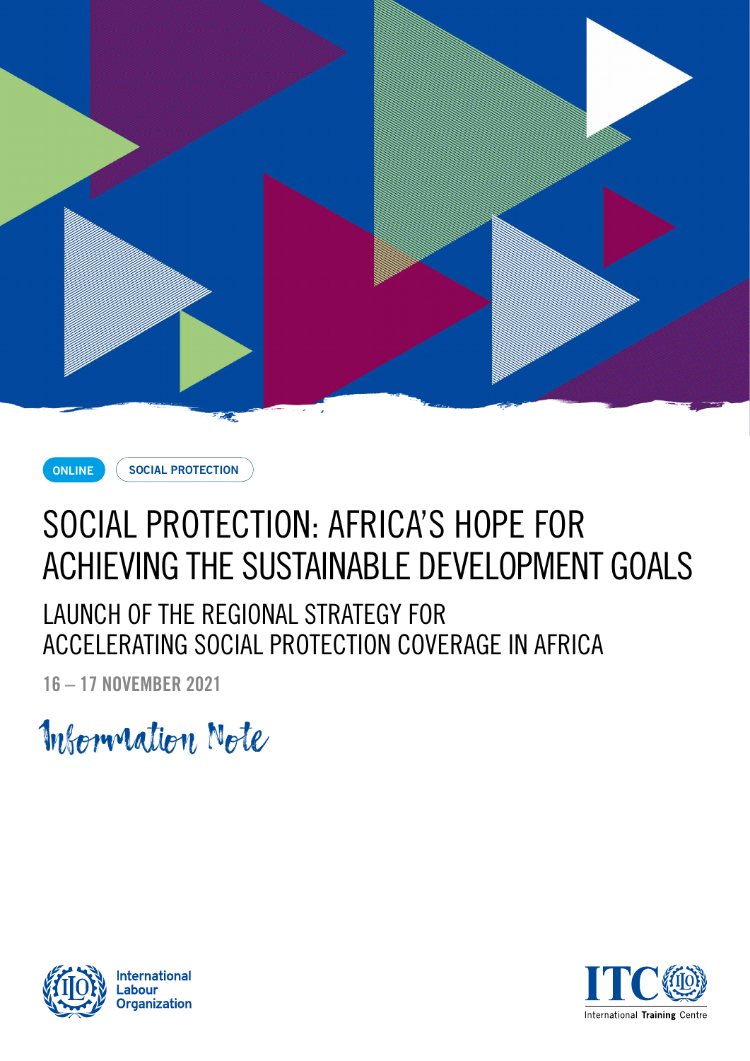ONLINE

SOCIAL PROTECTION

# SOCIAL PROTECTION: AFRICA'S HOPE FOR ACHIEVING THE SUSTAINABLE DEVELOPMENT GOALS

## LAUNCH OF THE REGIONAL STRATEGY FOR ACCELERATING SOCIAL PROTECTION COVERAGE IN AFRICA

**16 – 17 NOVEMBER 2021**

Information Note

International Labour Organization

ITC International Training Centre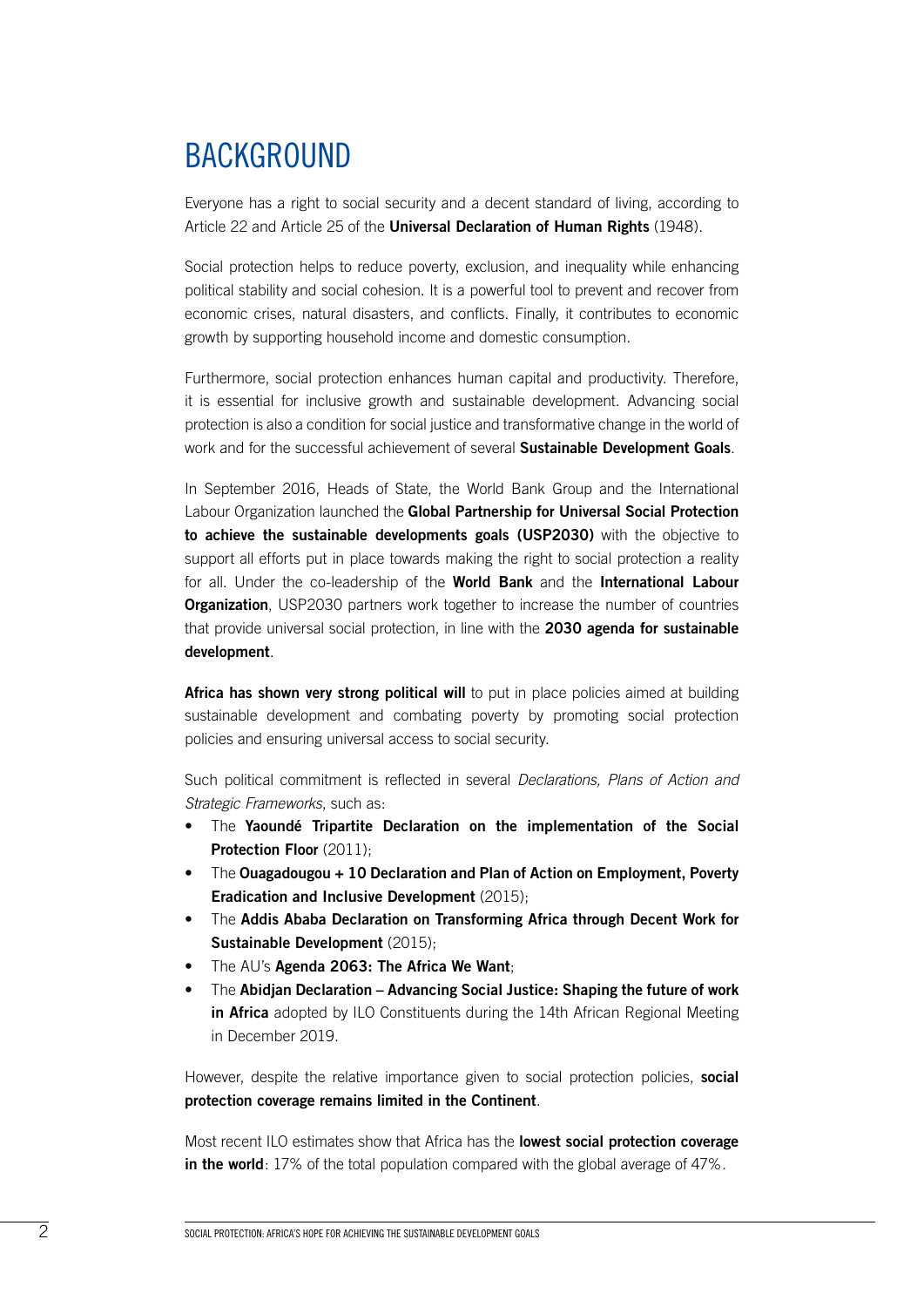# BACKGROUND

Everyone has a right to social security and a decent standard of living, according to Article 22 and Article 25 of the **Universal Declaration of Human Rights** (1948).

Social protection helps to reduce poverty, exclusion, and inequality while enhancing political stability and social cohesion. It is a powerful tool to prevent and recover from economic crises, natural disasters, and conflicts. Finally, it contributes to economic growth by supporting household income and domestic consumption.

Furthermore, social protection enhances human capital and productivity. Therefore, it is essential for inclusive growth and sustainable development. Advancing social protection is also a condition for social justice and transformative change in the world of work and for the successful achievement of several **Sustainable Development Goals**.

In September 2016, Heads of State, the World Bank Group and the International Labour Organization launched the **Global Partnership for Universal Social Protection to achieve the sustainable developments goals (USP2030)** with the objective to support all efforts put in place towards making the right to social protection a reality for all. Under the co-leadership of the **World Bank** and the **International Labour Organization**, USP2030 partners work together to increase the number of countries that provide universal social protection, in line with the **2030 agenda for sustainable development**.

**Africa has shown very strong political will** to put in place policies aimed at building sustainable development and combating poverty by promoting social protection policies and ensuring universal access to social security.

Such political commitment is reflected in several *Declarations, Plans of Action and Strategic Frameworks*, such as:

- The **Yaoundé Tripartite Declaration on the implementation of the Social Protection Floor** (2011);
- The **Ouagadougou + 10 Declaration and Plan of Action on Employment, Poverty Eradication and Inclusive Development** (2015);
- The **Addis Ababa Declaration on Transforming Africa through Decent Work for Sustainable Development** (2015);
- The AU's **Agenda 2063: The Africa We Want**;
- The **Abidjan Declaration – Advancing Social Justice: Shaping the future of work in Africa** adopted by ILO Constituents during the 14th African Regional Meeting in December 2019.

However, despite the relative importance given to social protection policies, **social protection coverage remains limited in the Continent**.

Most recent ILO estimates show that Africa has the **lowest social protection coverage in the world**: 17% of the total population compared with the global average of 47%.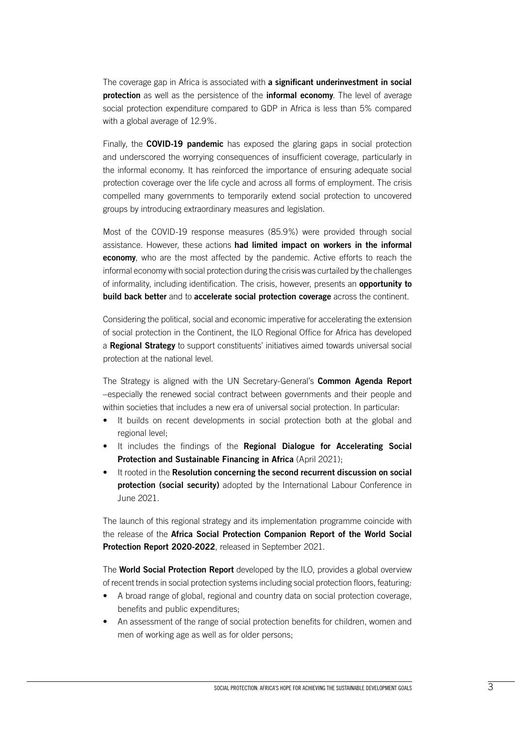The coverage gap in Africa is associated with **a significant underinvestment in social protection** as well as the persistence of the **informal economy**. The level of average social protection expenditure compared to GDP in Africa is less than 5% compared with a global average of 12.9%.

Finally, the **COVID-19 pandemic** has exposed the glaring gaps in social protection and underscored the worrying consequences of insufficient coverage, particularly in the informal economy. It has reinforced the importance of ensuring adequate social protection coverage over the life cycle and across all forms of employment. The crisis compelled many governments to temporarily extend social protection to uncovered groups by introducing extraordinary measures and legislation.

Most of the COVID-19 response measures (85.9%) were provided through social assistance. However, these actions **had limited impact on workers in the informal economy**, who are the most affected by the pandemic. Active efforts to reach the informal economy with social protection during the crisis was curtailed by the challenges of informality, including identification. The crisis, however, presents an **opportunity to build back better** and to **accelerate social protection coverage** across the continent.

Considering the political, social and economic imperative for accelerating the extension of social protection in the Continent, the ILO Regional Office for Africa has developed a **Regional Strategy** to support constituents' initiatives aimed towards universal social protection at the national level.

The Strategy is aligned with the UN Secretary-General's **Common Agenda Report** –especially the renewed social contract between governments and their people and within societies that includes a new era of universal social protection. In particular:

- It builds on recent developments in social protection both at the global and regional level;
- It includes the findings of the **Regional Dialogue for Accelerating Social Protection and Sustainable Financing in Africa** (April 2021);
- It rooted in the **Resolution concerning the second recurrent discussion on social protection (social security)** adopted by the International Labour Conference in June 2021.

The launch of this regional strategy and its implementation programme coincide with the release of the **Africa Social Protection Companion Report of the World Social Protection Report 2020-2022**, released in September 2021.

The **World Social Protection Report** developed by the ILO, provides a global overview of recent trends in social protection systems including social protection floors, featuring:

- A broad range of global, regional and country data on social protection coverage, benefits and public expenditures;
- An assessment of the range of social protection benefits for children, women and men of working age as well as for older persons;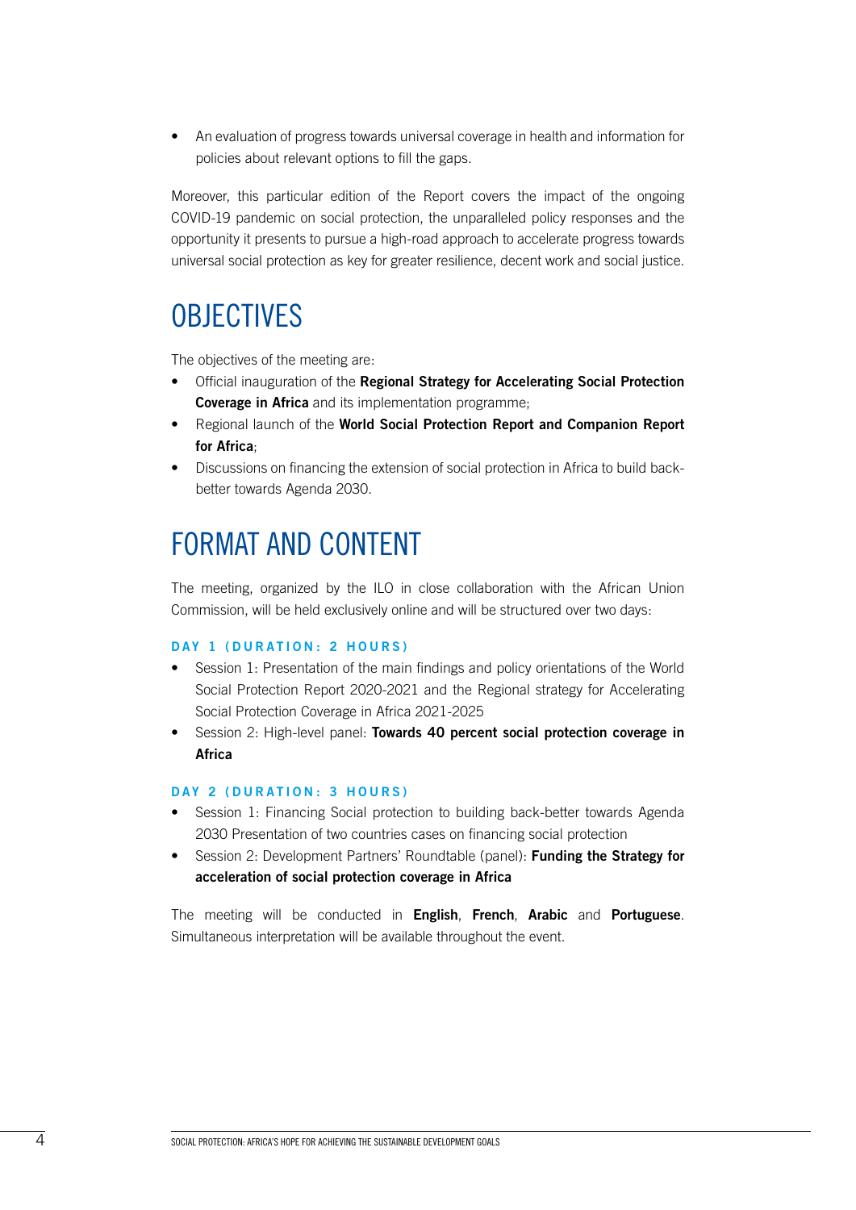- An evaluation of progress towards universal coverage in health and information for policies about relevant options to fill the gaps.

Moreover, this particular edition of the Report covers the impact of the ongoing COVID-19 pandemic on social protection, the unparalleled policy responses and the opportunity it presents to pursue a high-road approach to accelerate progress towards universal social protection as key for greater resilience, decent work and social justice.

# OBJECTIVES

The objectives of the meeting are:

- Official inauguration of the **Regional Strategy for Accelerating Social Protection Coverage in Africa** and its implementation programme;
- Regional launch of the **World Social Protection Report and Companion Report for Africa**;
- Discussions on financing the extension of social protection in Africa to build back-better towards Agenda 2030.

# FORMAT AND CONTENT

The meeting, organized by the ILO in close collaboration with the African Union Commission, will be held exclusively online and will be structured over two days:

### DAY 1 (DURATION: 2 HOURS)

- Session 1: Presentation of the main findings and policy orientations of the World Social Protection Report 2020-2021 and the Regional strategy for Accelerating Social Protection Coverage in Africa 2021-2025
- Session 2: High-level panel: **Towards 40 percent social protection coverage in Africa**

### DAY 2 (DURATION: 3 HOURS)

- Session 1: Financing Social protection to building back-better towards Agenda 2030 Presentation of two countries cases on financing social protection
- Session 2: Development Partners' Roundtable (panel): **Funding the Strategy for acceleration of social protection coverage in Africa**

The meeting will be conducted in **English**, **French**, **Arabic** and **Portuguese**. Simultaneous interpretation will be available throughout the event.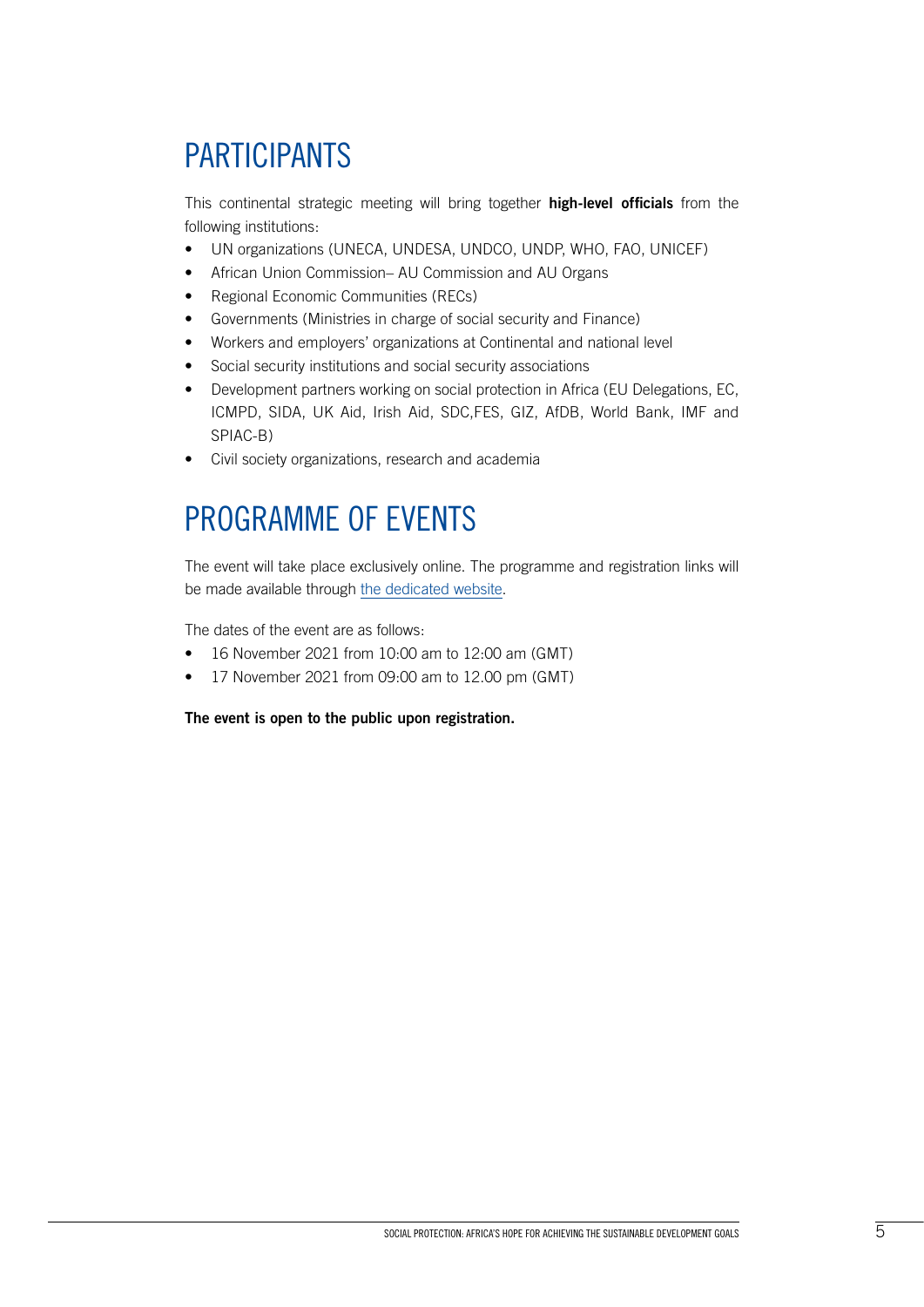# PARTICIPANTS

This continental strategic meeting will bring together **high-level officials** from the following institutions:

- UN organizations (UNECA, UNDESA, UNDCO, UNDP, WHO, FAO, UNICEF)
- African Union Commission– AU Commission and AU Organs
- Regional Economic Communities (RECs)
- Governments (Ministries in charge of social security and Finance)
- Workers and employers' organizations at Continental and national level
- Social security institutions and social security associations
- Development partners working on social protection in Africa (EU Delegations, EC, ICMPD, SIDA, UK Aid, Irish Aid, SDC,FES, GIZ, AfDB, World Bank, IMF and SPIAC-B)
- Civil society organizations, research and academia

# PROGRAMME OF EVENTS

The event will take place exclusively online. The programme and registration links will be made available through the dedicated website.

The dates of the event are as follows:

- 16 November 2021 from 10:00 am to 12:00 am (GMT)
- 17 November 2021 from 09:00 am to 12.00 pm (GMT)

**The event is open to the public upon registration.**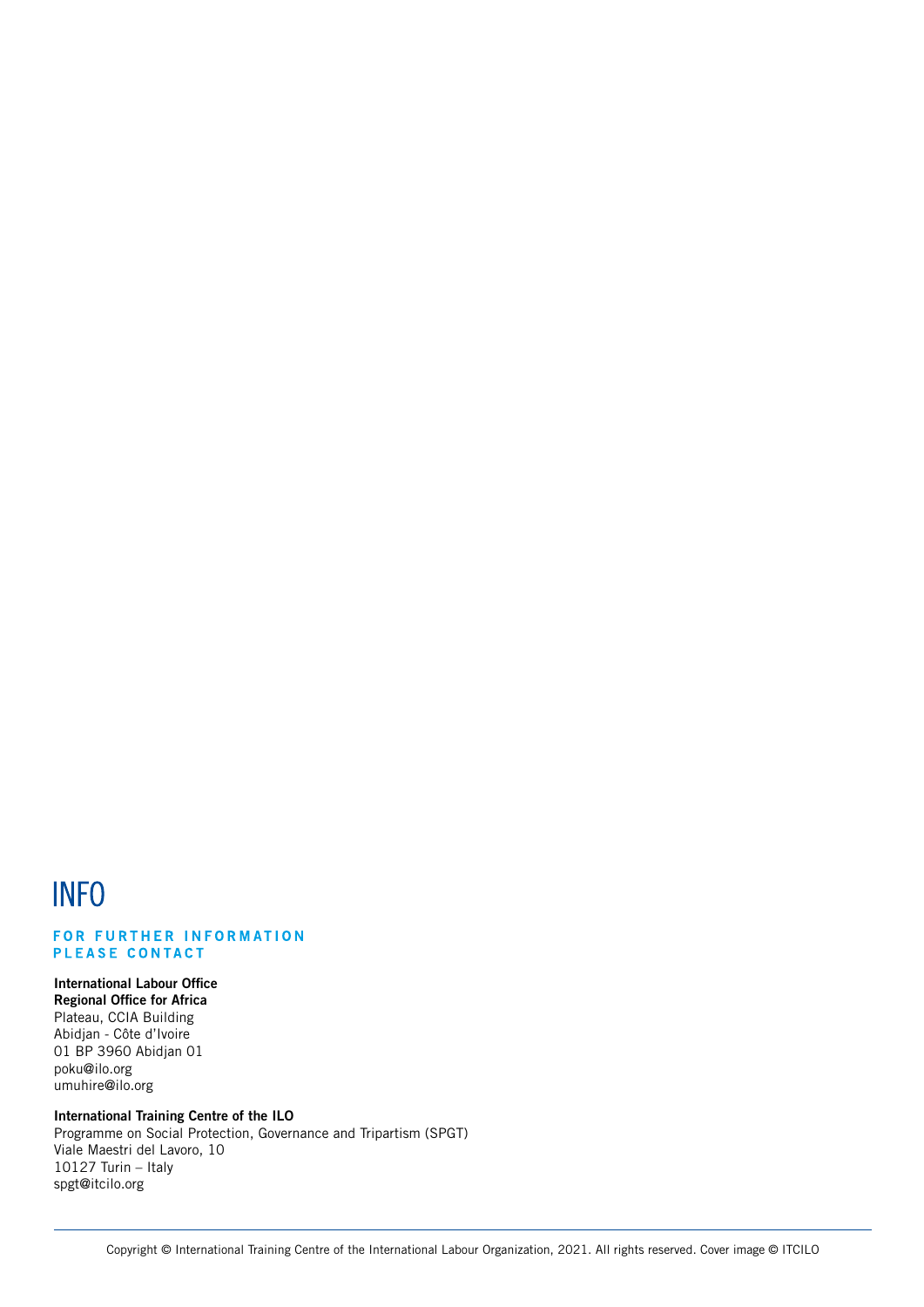# INFO

**FOR FURTHER INFORMATION PLEASE CONTACT**

**International Labour Office**
**Regional Office for Africa**
Plateau, CCIA Building
Abidjan - Côte d'Ivoire
01 BP 3960 Abidjan 01
poku@ilo.org
umuhire@ilo.org

**International Training Centre of the ILO**
Programme on Social Protection, Governance and Tripartism (SPGT)
Viale Maestri del Lavoro, 10
10127 Turin – Italy
spgt@itcilo.org

Copyright © International Training Centre of the International Labour Organization, 2021. All rights reserved. Cover image © ITCILO